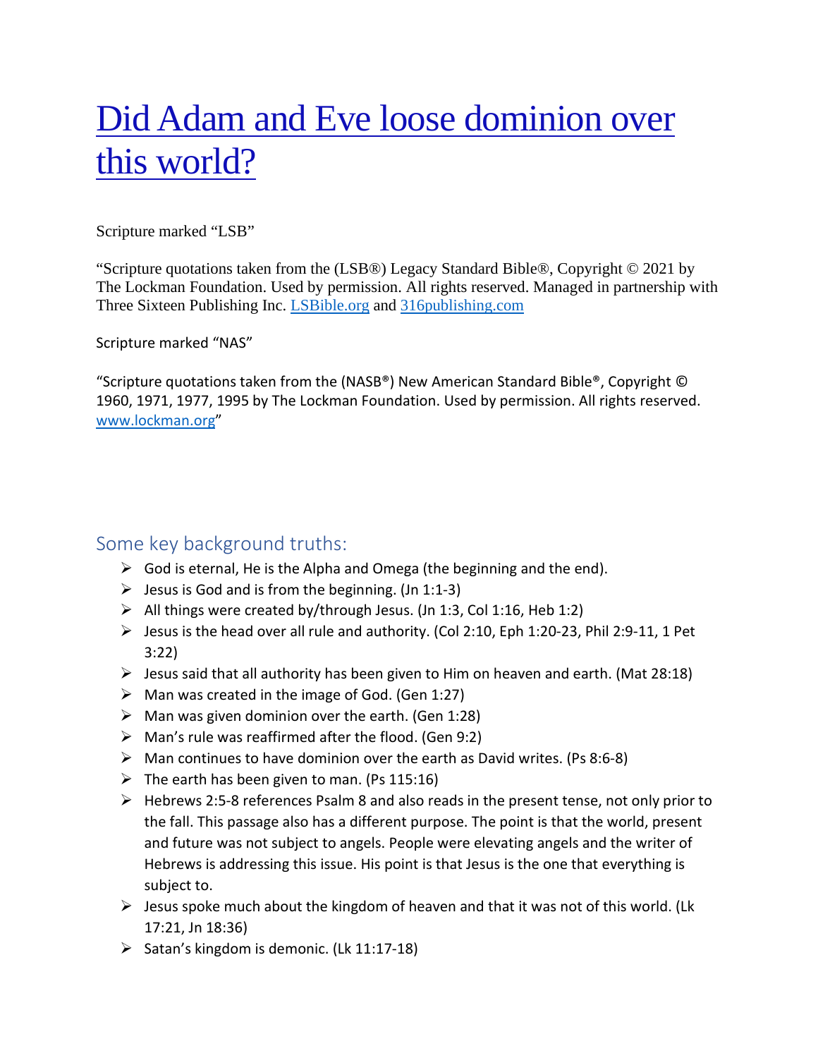# Did Adam and Eve loose dominion over this world?

Scripture marked "LSB"

"Scripture quotations taken from the (LSB®) Legacy Standard Bible®, Copyright © 2021 by The Lockman Foundation. Used by permission. All rights reserved. Managed in partnership with Three Sixteen Publishing Inc. LSBible.org and 316publishing.com

Scripture marked "NAS"

"Scripture quotations taken from the (NASB®) New American Standard Bible®, Copyright © 1960, 1971, 1977, 1995 by The Lockman Foundation. Used by permission. All rights reserved. www.lockman.org"

## Some key background truths:

- God is eternal, He is the Alpha and Omega (the beginning and the end).
- Jesus is God and is from the beginning. (Jn 1:1-3)
- All things were created by/through Jesus. (Jn 1:3, Col 1:16, Heb 1:2)
- Jesus is the head over all rule and authority. (Col 2:10, Eph 1:20-23, Phil 2:9-11, 1 Pet 3:22)
- Jesus said that all authority has been given to Him on heaven and earth. (Mat 28:18)
- Man was created in the image of God. (Gen 1:27)
- Man was given dominion over the earth. (Gen 1:28)
- Man's rule was reaffirmed after the flood. (Gen 9:2)
- Man continues to have dominion over the earth as David writes. (Ps 8:6-8)
- The earth has been given to man. (Ps 115:16)
- Hebrews 2:5-8 references Psalm 8 and also reads in the present tense, not only prior to the fall. This passage also has a different purpose. The point is that the world, present and future was not subject to angels. People were elevating angels and the writer of Hebrews is addressing this issue. His point is that Jesus is the one that everything is subject to.
- Jesus spoke much about the kingdom of heaven and that it was not of this world. (Lk 17:21, Jn 18:36)
- Satan's kingdom is demonic. (Lk 11:17-18)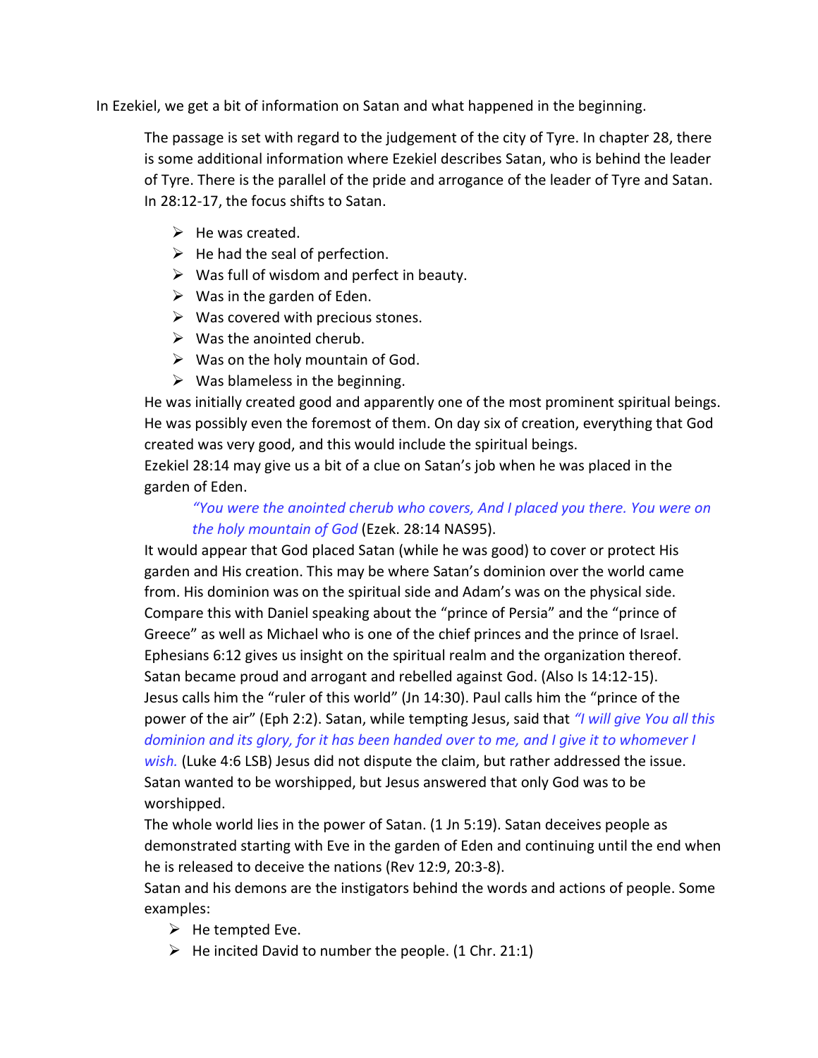In Ezekiel, we get a bit of information on Satan and what happened in the beginning.

The passage is set with regard to the judgement of the city of Tyre. In chapter 28, there is some additional information where Ezekiel describes Satan, who is behind the leader of Tyre. There is the parallel of the pride and arrogance of the leader of Tyre and Satan. In 28:12-17, the focus shifts to Satan.

- He was created.
- He had the seal of perfection.
- Was full of wisdom and perfect in beauty.
- Was in the garden of Eden.
- Was covered with precious stones.
- Was the anointed cherub.
- Was on the holy mountain of God.
- Was blameless in the beginning.

He was initially created good and apparently one of the most prominent spiritual beings. He was possibly even the foremost of them. On day six of creation, everything that God created was very good, and this would include the spiritual beings.

Ezekiel 28:14 may give us a bit of a clue on Satan's job when he was placed in the garden of Eden.

> *"You were the anointed cherub who covers, And I placed you there. You were on the holy mountain of God* (Ezek. 28:14 NAS95).

It would appear that God placed Satan (while he was good) to cover or protect His garden and His creation. This may be where Satan's dominion over the world came from. His dominion was on the spiritual side and Adam's was on the physical side. Compare this with Daniel speaking about the "prince of Persia" and the "prince of Greece" as well as Michael who is one of the chief princes and the prince of Israel. Ephesians 6:12 gives us insight on the spiritual realm and the organization thereof.

Satan became proud and arrogant and rebelled against God. (Also Is 14:12-15).

Jesus calls him the "ruler of this world" (Jn 14:30). Paul calls him the "prince of the power of the air" (Eph 2:2). Satan, while tempting Jesus, said that *"I will give You all this dominion and its glory, for it has been handed over to me, and I give it to whomever I wish.* (Luke 4:6 LSB) Jesus did not dispute the claim, but rather addressed the issue. Satan wanted to be worshipped, but Jesus answered that only God was to be worshipped.

The whole world lies in the power of Satan. (1 Jn 5:19). Satan deceives people as demonstrated starting with Eve in the garden of Eden and continuing until the end when he is released to deceive the nations (Rev 12:9, 20:3-8).

Satan and his demons are the instigators behind the words and actions of people. Some examples:

- He tempted Eve.
- He incited David to number the people. (1 Chr. 21:1)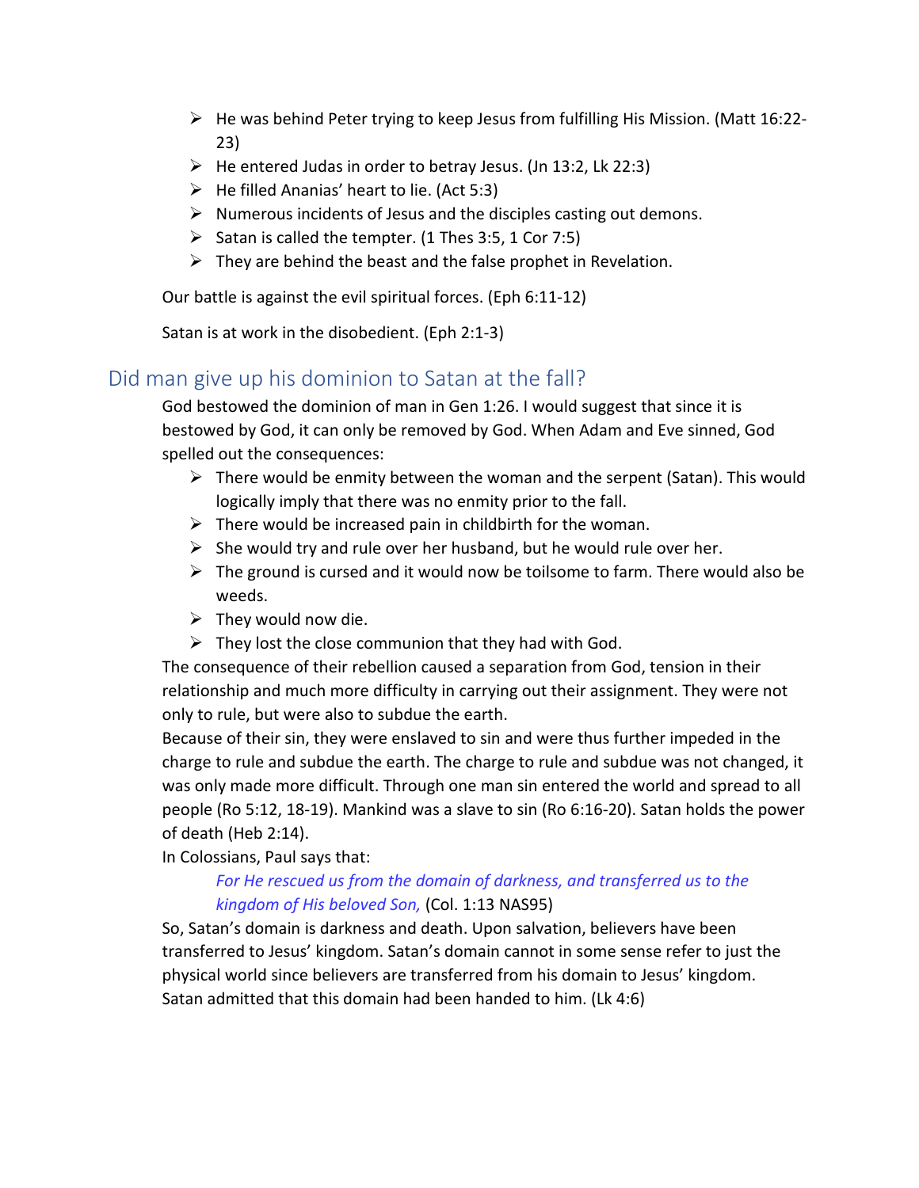- He was behind Peter trying to keep Jesus from fulfilling His Mission. (Matt 16:22-23)
- He entered Judas in order to betray Jesus. (Jn 13:2, Lk 22:3)
- He filled Ananias' heart to lie. (Act 5:3)
- Numerous incidents of Jesus and the disciples casting out demons.
- Satan is called the tempter. (1 Thes 3:5, 1 Cor 7:5)
- They are behind the beast and the false prophet in Revelation.

Our battle is against the evil spiritual forces. (Eph 6:11-12)

Satan is at work in the disobedient. (Eph 2:1-3)

## Did man give up his dominion to Satan at the fall?

God bestowed the dominion of man in Gen 1:26. I would suggest that since it is bestowed by God, it can only be removed by God. When Adam and Eve sinned, God spelled out the consequences:

- There would be enmity between the woman and the serpent (Satan). This would logically imply that there was no enmity prior to the fall.
- There would be increased pain in childbirth for the woman.
- She would try and rule over her husband, but he would rule over her.
- The ground is cursed and it would now be toilsome to farm. There would also be weeds.
- They would now die.
- They lost the close communion that they had with God.

The consequence of their rebellion caused a separation from God, tension in their relationship and much more difficulty in carrying out their assignment. They were not only to rule, but were also to subdue the earth.

Because of their sin, they were enslaved to sin and were thus further impeded in the charge to rule and subdue the earth. The charge to rule and subdue was not changed, it was only made more difficult. Through one man sin entered the world and spread to all people (Ro 5:12, 18-19). Mankind was a slave to sin (Ro 6:16-20). Satan holds the power of death (Heb 2:14).

In Colossians, Paul says that:

> *For He rescued us from the domain of darkness, and transferred us to the kingdom of His beloved Son,* (Col. 1:13 NAS95)

So, Satan's domain is darkness and death. Upon salvation, believers have been transferred to Jesus' kingdom. Satan's domain cannot in some sense refer to just the physical world since believers are transferred from his domain to Jesus' kingdom. Satan admitted that this domain had been handed to him. (Lk 4:6)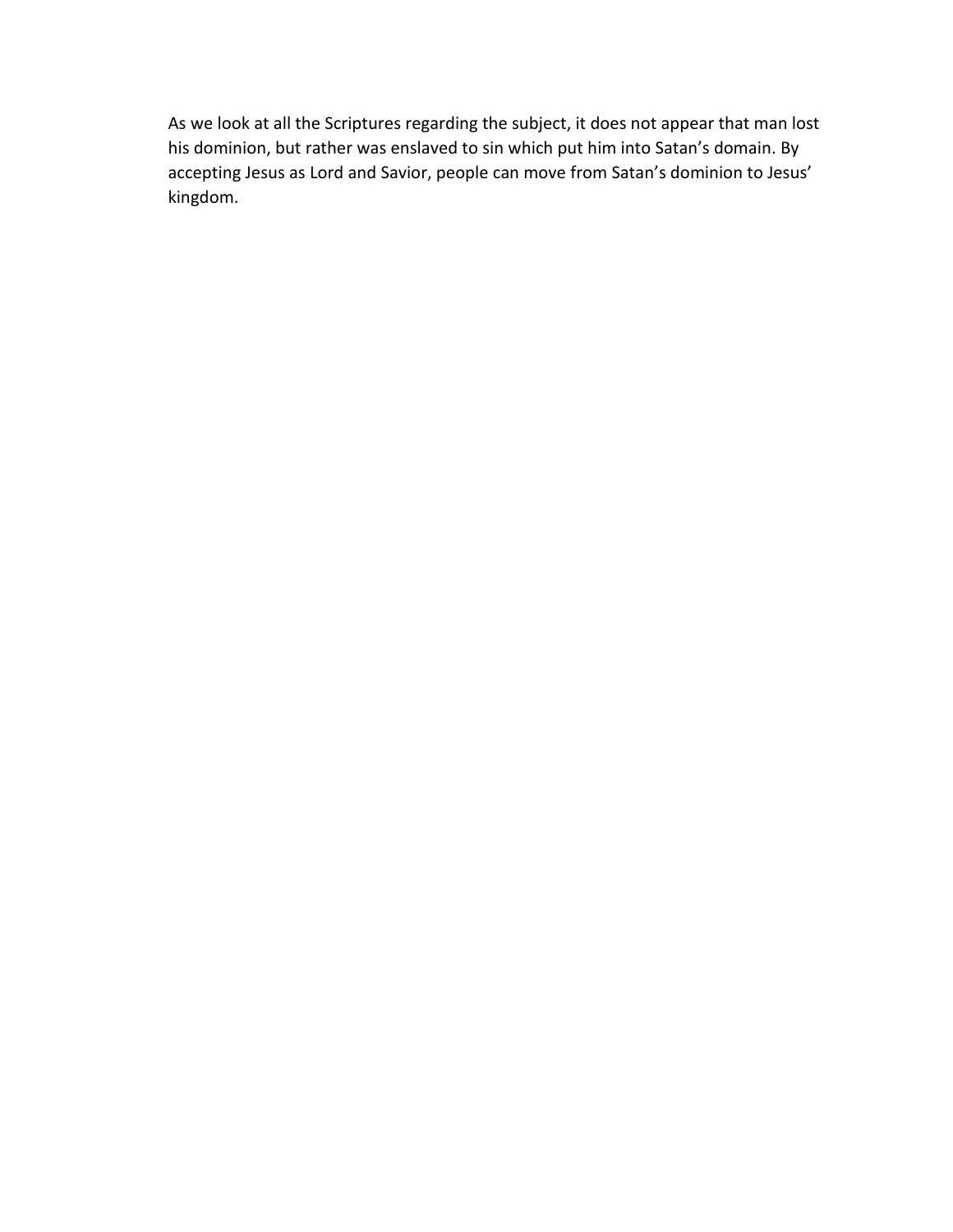As we look at all the Scriptures regarding the subject, it does not appear that man lost his dominion, but rather was enslaved to sin which put him into Satan's domain. By accepting Jesus as Lord and Savior, people can move from Satan's dominion to Jesus' kingdom.